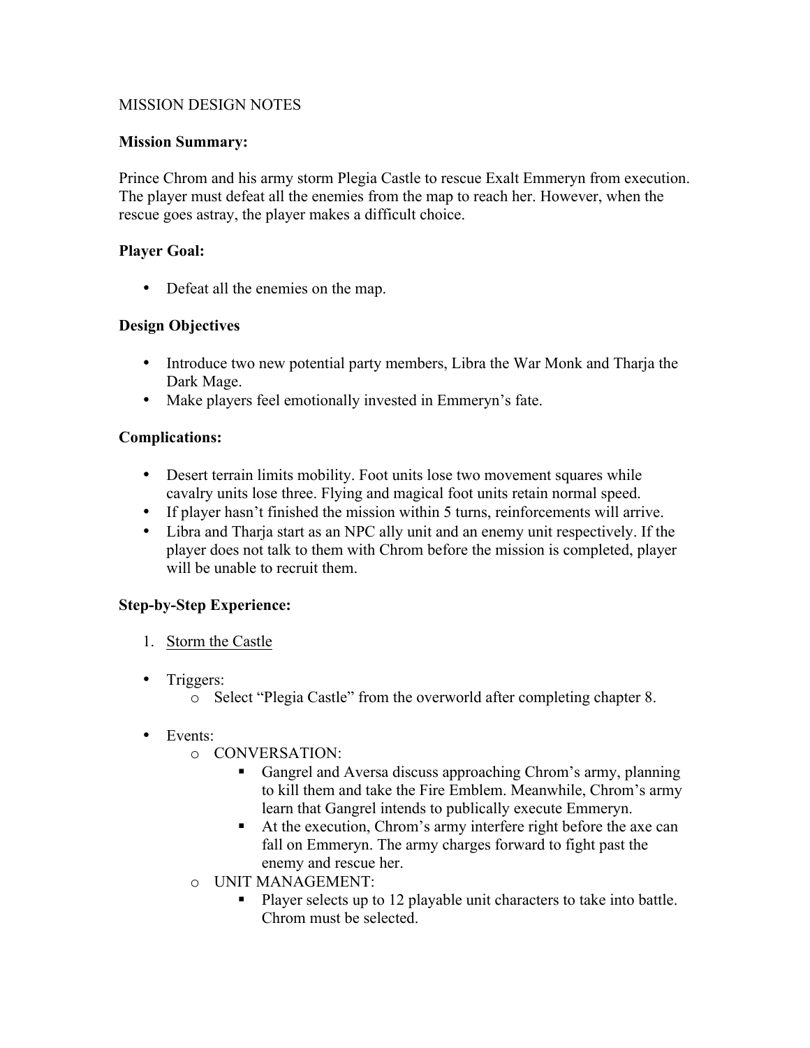MISSION DESIGN NOTES

**Mission Summary:**

Prince Chrom and his army storm Plegia Castle to rescue Exalt Emmeryn from execution. The player must defeat all the enemies from the map to reach her. However, when the rescue goes astray, the player makes a difficult choice.

**Player Goal:**

- Defeat all the enemies on the map.

**Design Objectives**

- Introduce two new potential party members, Libra the War Monk and Tharja the Dark Mage.
- Make players feel emotionally invested in Emmeryn's fate.

**Complications:**

- Desert terrain limits mobility. Foot units lose two movement squares while cavalry units lose three. Flying and magical foot units retain normal speed.
- If player hasn't finished the mission within 5 turns, reinforcements will arrive.
- Libra and Tharja start as an NPC ally unit and an enemy unit respectively. If the player does not talk to them with Chrom before the mission is completed, player will be unable to recruit them.

**Step-by-Step Experience:**

1. <u>Storm the Castle</u>

- Triggers:
  - Select "Plegia Castle" from the overworld after completing chapter 8.

- Events:
  - CONVERSATION:
    - Gangrel and Aversa discuss approaching Chrom's army, planning to kill them and take the Fire Emblem. Meanwhile, Chrom's army learn that Gangrel intends to publically execute Emmeryn.
    - At the execution, Chrom's army interfere right before the axe can fall on Emmeryn. The army charges forward to fight past the enemy and rescue her.
  - UNIT MANAGEMENT:
    - Player selects up to 12 playable unit characters to take into battle. Chrom must be selected.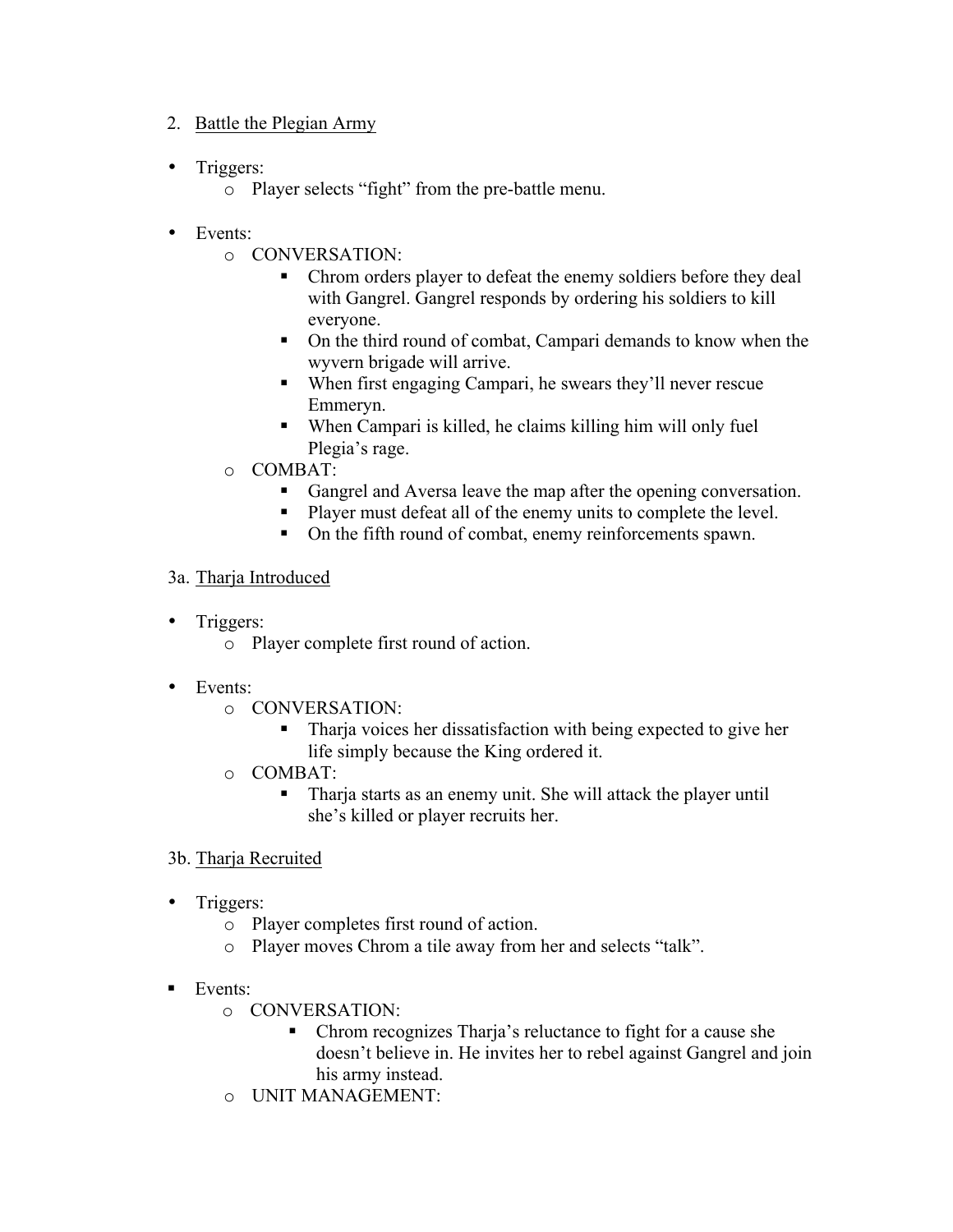2. <u>Battle the Plegian Army</u>

- Triggers:
    - Player selects "fight" from the pre-battle menu.

- Events:
    - CONVERSATION:
        - Chrom orders player to defeat the enemy soldiers before they deal with Gangrel. Gangrel responds by ordering his soldiers to kill everyone.
        - On the third round of combat, Campari demands to know when the wyvern brigade will arrive.
        - When first engaging Campari, he swears they'll never rescue Emmeryn.
        - When Campari is killed, he claims killing him will only fuel Plegia's rage.
    - COMBAT:
        - Gangrel and Aversa leave the map after the opening conversation.
        - Player must defeat all of the enemy units to complete the level.
        - On the fifth round of combat, enemy reinforcements spawn.

3a. <u>Tharja Introduced</u>

- Triggers:
    - Player complete first round of action.

- Events:
    - CONVERSATION:
        - Tharja voices her dissatisfaction with being expected to give her life simply because the King ordered it.
    - COMBAT:
        - Tharja starts as an enemy unit. She will attack the player until she's killed or player recruits her.

3b. <u>Tharja Recruited</u>

- Triggers:
    - Player completes first round of action.
    - Player moves Chrom a tile away from her and selects "talk".

- Events:
    - CONVERSATION:
        - Chrom recognizes Tharja's reluctance to fight for a cause she doesn't believe in. He invites her to rebel against Gangrel and join his army instead.
    - UNIT MANAGEMENT: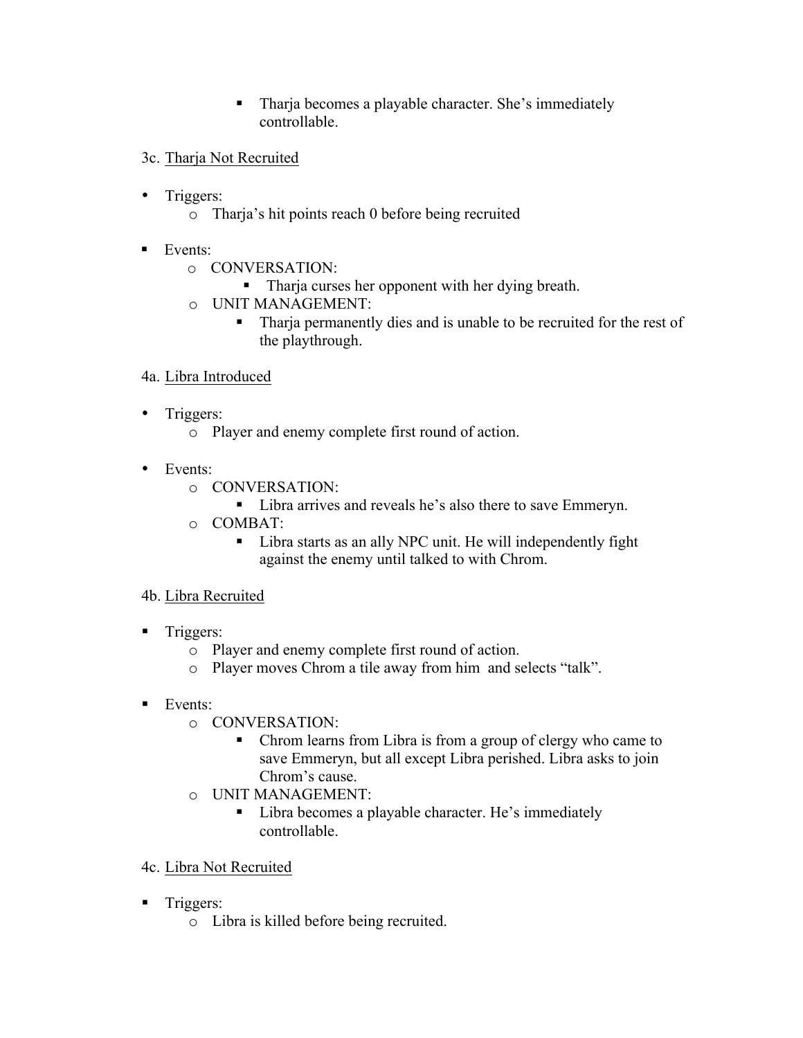- Tharja becomes a playable character. She's immediately controllable.

3c. <u>Tharja Not Recruited</u>

- Triggers:
  - Tharja's hit points reach 0 before being recruited

- Events:
  - CONVERSATION:
    - Tharja curses her opponent with her dying breath.
  - UNIT MANAGEMENT:
    - Tharja permanently dies and is unable to be recruited for the rest of the playthrough.

4a. <u>Libra Introduced</u>

- Triggers:
  - Player and enemy complete first round of action.

- Events:
  - CONVERSATION:
    - Libra arrives and reveals he's also there to save Emmeryn.
  - COMBAT:
    - Libra starts as an ally NPC unit. He will independently fight against the enemy until talked to with Chrom.

4b. <u>Libra Recruited</u>

- Triggers:
  - Player and enemy complete first round of action.
  - Player moves Chrom a tile away from him and selects "talk".

- Events:
  - CONVERSATION:
    - Chrom learns from Libra is from a group of clergy who came to save Emmeryn, but all except Libra perished. Libra asks to join Chrom's cause.
  - UNIT MANAGEMENT:
    - Libra becomes a playable character. He's immediately controllable.

4c. <u>Libra Not Recruited</u>

- Triggers:
  - Libra is killed before being recruited.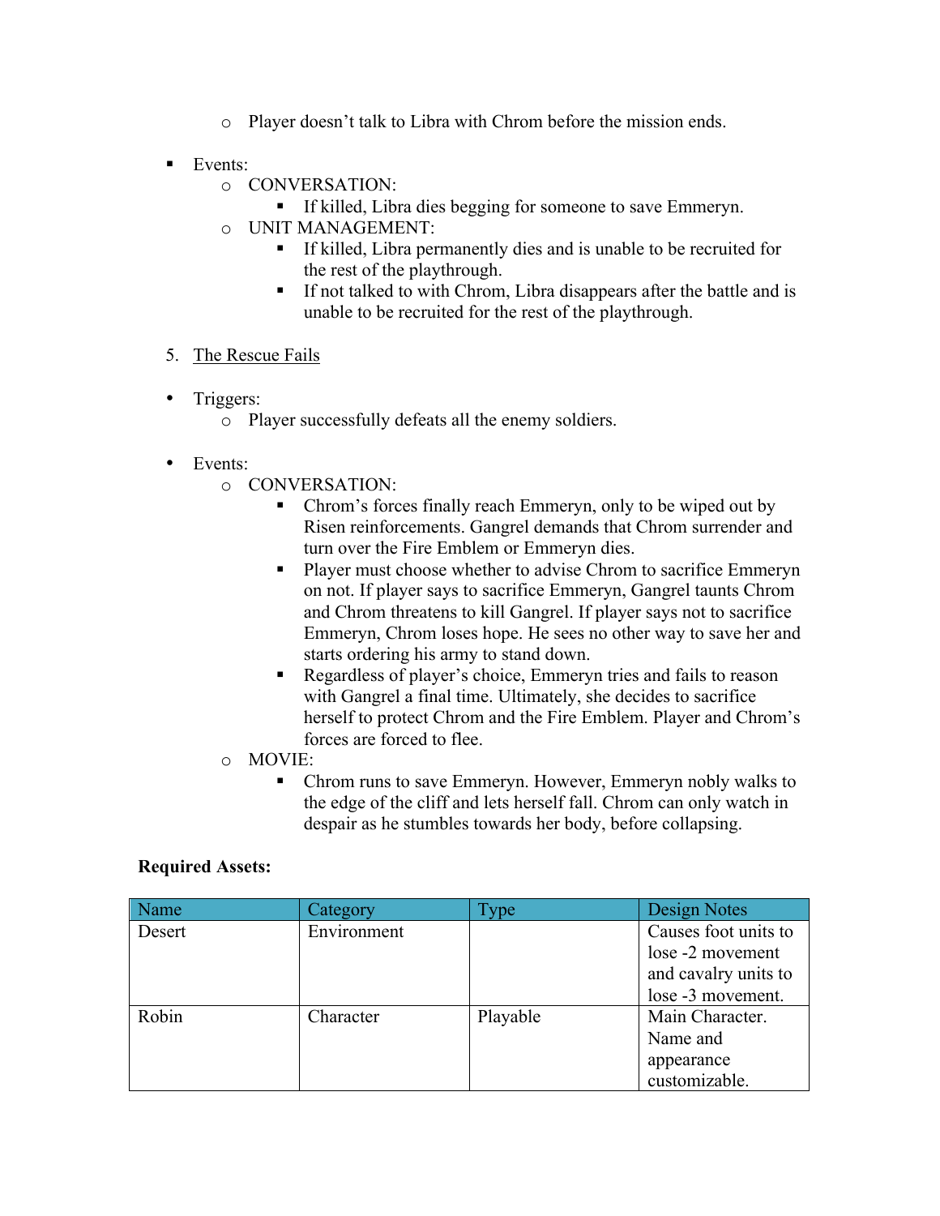- Player doesn't talk to Libra with Chrom before the mission ends.

- Events:
    - CONVERSATION:
        - If killed, Libra dies begging for someone to save Emmeryn.
    - UNIT MANAGEMENT:
        - If killed, Libra permanently dies and is unable to be recruited for the rest of the playthrough.
        - If not talked to with Chrom, Libra disappears after the battle and is unable to be recruited for the rest of the playthrough.

5. The Rescue Fails

- Triggers:
    - Player successfully defeats all the enemy soldiers.

- Events:
    - CONVERSATION:
        - Chrom's forces finally reach Emmeryn, only to be wiped out by Risen reinforcements. Gangrel demands that Chrom surrender and turn over the Fire Emblem or Emmeryn dies.
        - Player must choose whether to advise Chrom to sacrifice Emmeryn on not. If player says to sacrifice Emmeryn, Gangrel taunts Chrom and Chrom threatens to kill Gangrel. If player says not to sacrifice Emmeryn, Chrom loses hope. He sees no other way to save her and starts ordering his army to stand down.
        - Regardless of player's choice, Emmeryn tries and fails to reason with Gangrel a final time. Ultimately, she decides to sacrifice herself to protect Chrom and the Fire Emblem. Player and Chrom's forces are forced to flee.
    - MOVIE:
        - Chrom runs to save Emmeryn. However, Emmeryn nobly walks to the edge of the cliff and lets herself fall. Chrom can only watch in despair as he stumbles towards her body, before collapsing.

**Required Assets:**

| Name | Category | Type | Design Notes |
|---|---|---|---|
| Desert | Environment | | Causes foot units to lose -2 movement and cavalry units to lose -3 movement. |
| Robin | Character | Playable | Main Character. Name and appearance customizable. |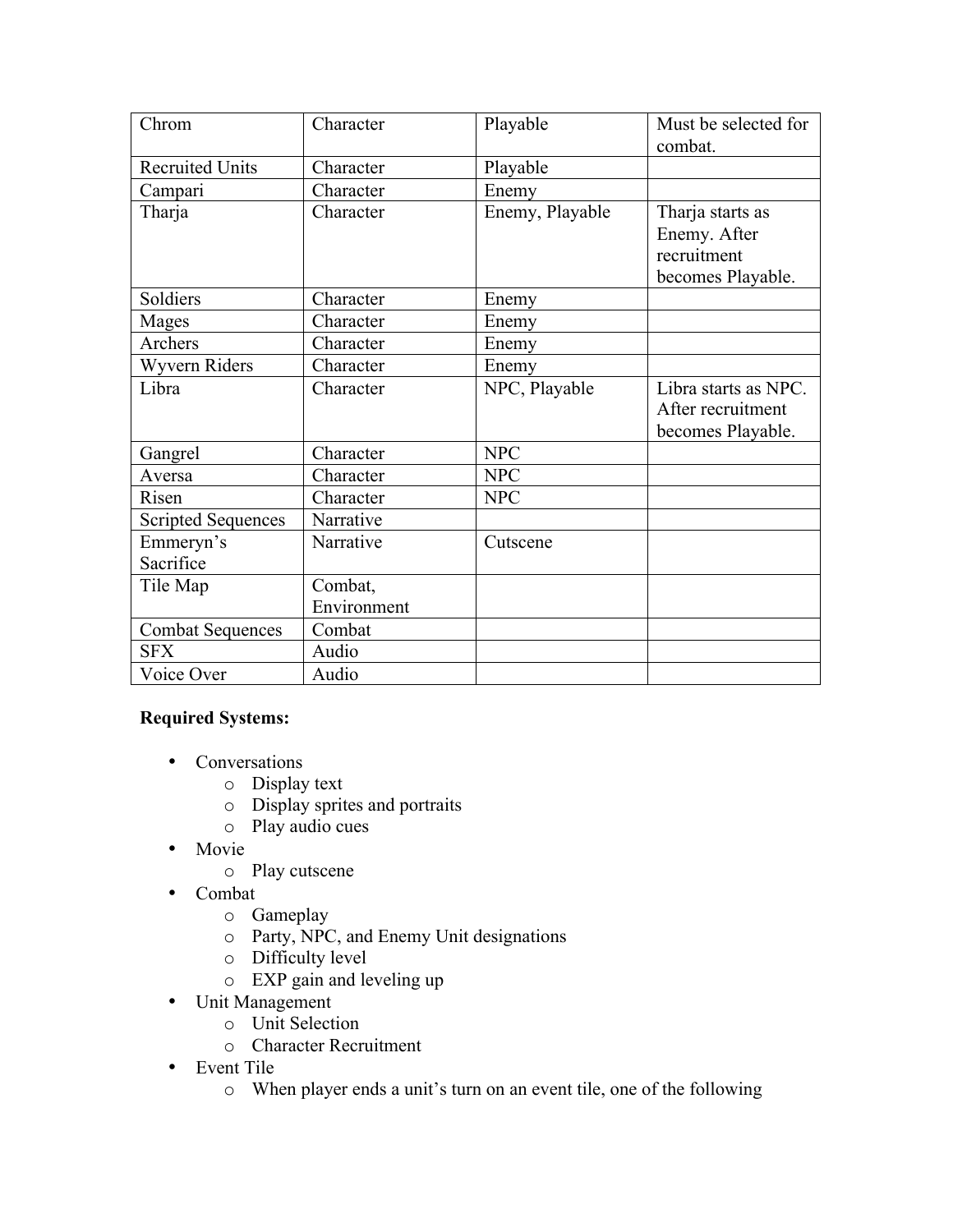| Chrom | Character | Playable | Must be selected for combat. |
|---|---|---|---|
| Recruited Units | Character | Playable | |
| Campari | Character | Enemy | |
| Tharja | Character | Enemy, Playable | Tharja starts as Enemy. After recruitment becomes Playable. |
| Soldiers | Character | Enemy | |
| Mages | Character | Enemy | |
| Archers | Character | Enemy | |
| Wyvern Riders | Character | Enemy | |
| Libra | Character | NPC, Playable | Libra starts as NPC. After recruitment becomes Playable. |
| Gangrel | Character | NPC | |
| Aversa | Character | NPC | |
| Risen | Character | NPC | |
| Scripted Sequences | Narrative | | |
| Emmeryn's Sacrifice | Narrative | Cutscene | |
| Tile Map | Combat, Environment | | |
| Combat Sequences | Combat | | |
| SFX | Audio | | |
| Voice Over | Audio | | |

**Required Systems:**

- Conversations
  - Display text
  - Display sprites and portraits
  - Play audio cues
- Movie
  - Play cutscene
- Combat
  - Gameplay
  - Party, NPC, and Enemy Unit designations
  - Difficulty level
  - EXP gain and leveling up
- Unit Management
  - Unit Selection
  - Character Recruitment
- Event Tile
  - When player ends a unit's turn on an event tile, one of the following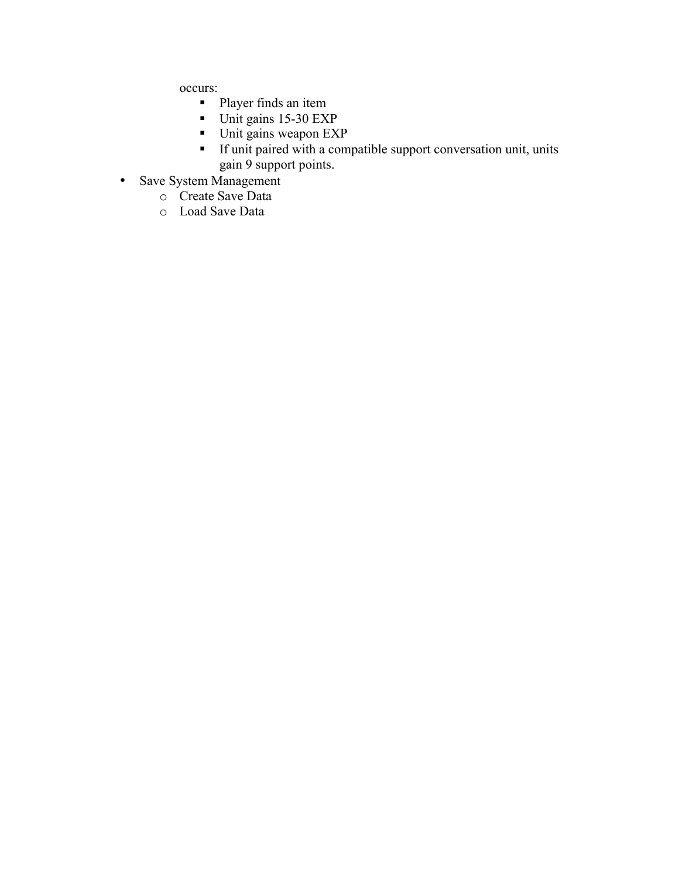occurs:

            - Player finds an item
            - Unit gains 15-30 EXP
            - Unit gains weapon EXP
            - If unit paired with a compatible support conversation unit, units gain 9 support points.

- Save System Management
    - Create Save Data
    - Load Save Data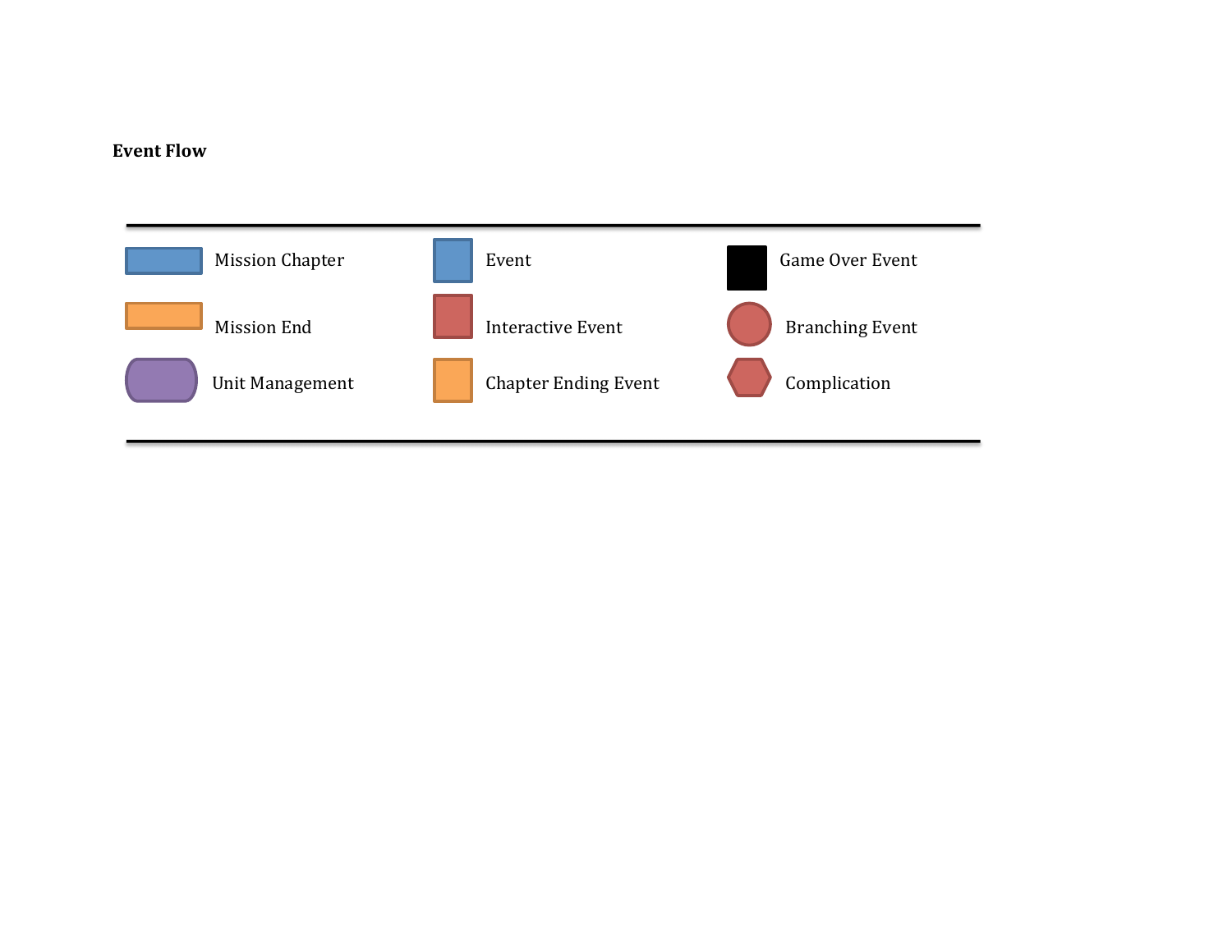**Event Flow**

---

| | | |
|---|---|---|
| Mission Chapter | Event | Game Over Event |
| Mission End | Interactive Event | Branching Event |
| Unit Management | Chapter Ending Event | Complication |

---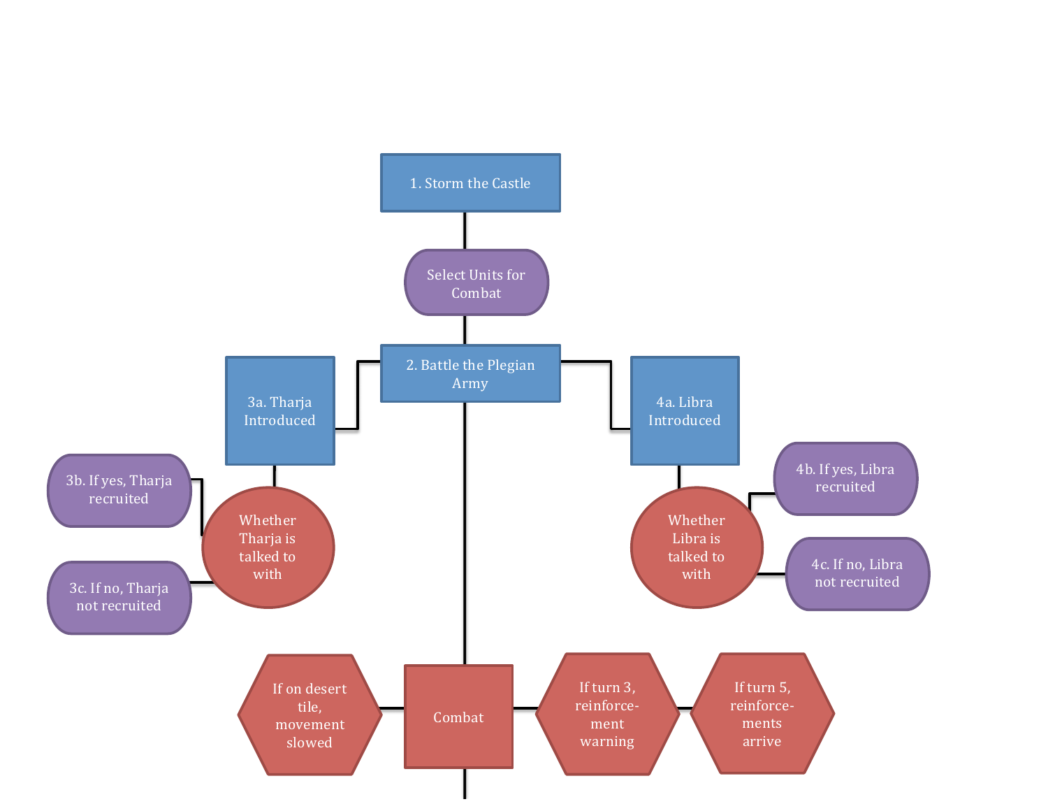1. Storm the Castle

Select Units for Combat

2. Battle the Plegian Army

3a. Tharja Introduced

Whether Tharja is talked to with

3b. If yes, Tharja recruited

3c. If no, Tharja not recruited

4a. Libra Introduced

Whether Libra is talked to with

4b. If yes, Libra recruited

4c. If no, Libra not recruited

If on desert tile, movement slowed

Combat

If turn 3, reinforce-ment warning

If turn 5, reinforce-ments arrive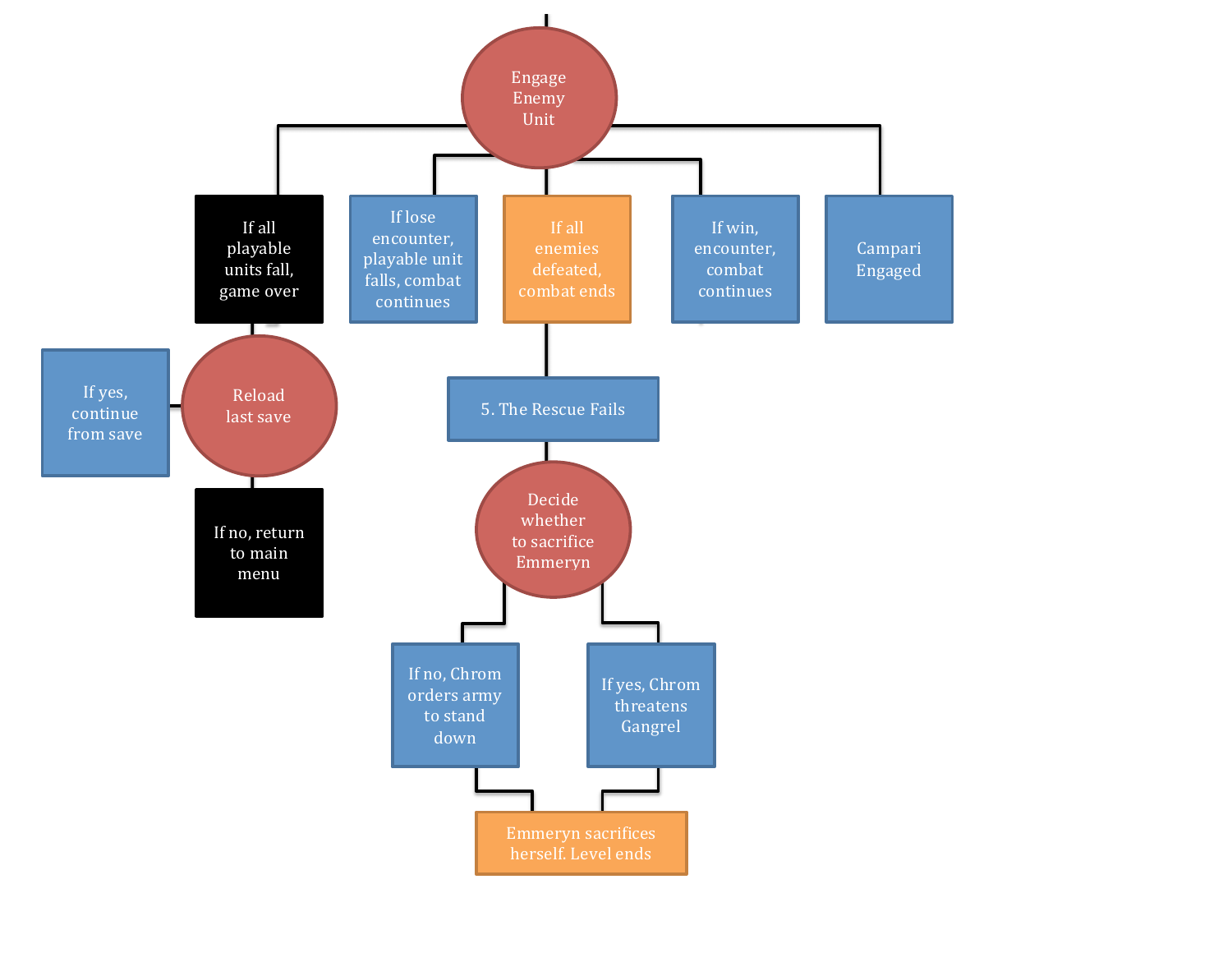Engage Enemy Unit

If all playable units fall, game over

If lose encounter, playable unit falls, combat continues

If all enemies defeated, combat ends

If win, encounter, combat continues

Campari Engaged

If yes, continue from save

Reload last save

If no, return to main menu

5. The Rescue Fails

Decide whether to sacrifice Emmeryn

If no, Chrom orders army to stand down

If yes, Chrom threatens Gangrel

Emmeryn sacrifices herself. Level ends